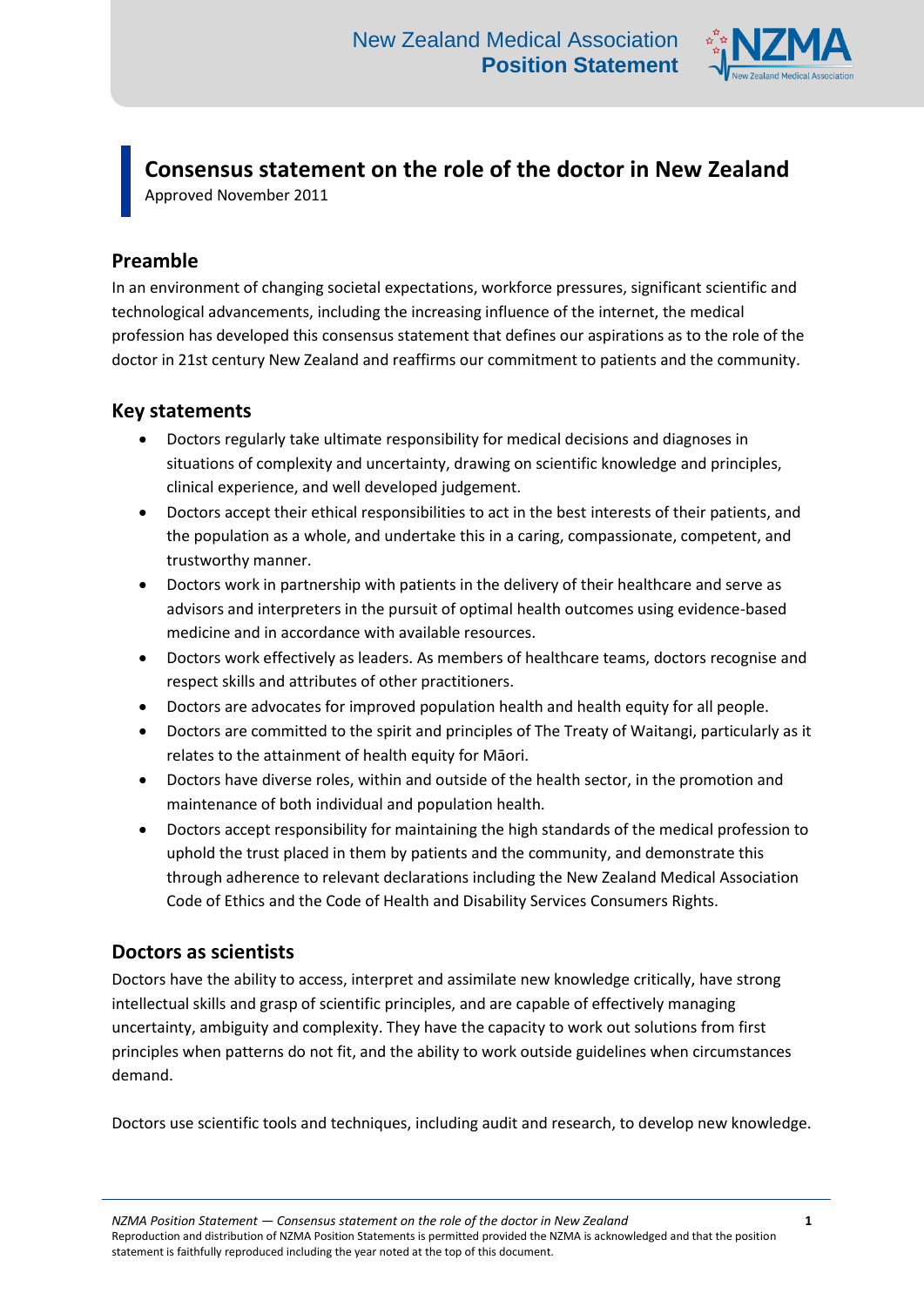# Consensus statement on the role of the doctor in New Zealand

Approved November 2011

## Preamble

In an environment of changing societal expectations, workforce pressures, significant scientific and technological advancements, including the increasing influence of the internet, the medical profession has developed this consensus statement that defines our aspirations as to the role of the doctor in 21st century New Zealand and reaffirms our commitment to patients and the community.

## Key statements

- Doctors regularly take ultimate responsibility for medical decisions and diagnoses in situations of complexity and uncertainty, drawing on scientific knowledge and principles, clinical experience, and well developed judgement.
- Doctors accept their ethical responsibilities to act in the best interests of their patients, and the population as a whole, and undertake this in a caring, compassionate, competent, and trustworthy manner.
- Doctors work in partnership with patients in the delivery of their healthcare and serve as advisors and interpreters in the pursuit of optimal health outcomes using evidence-based medicine and in accordance with available resources.
- Doctors work effectively as leaders. As members of healthcare teams, doctors recognise and respect skills and attributes of other practitioners.
- Doctors are advocates for improved population health and health equity for all people.
- Doctors are committed to the spirit and principles of The Treaty of Waitangi, particularly as it relates to the attainment of health equity for Māori.
- Doctors have diverse roles, within and outside of the health sector, in the promotion and maintenance of both individual and population health.
- Doctors accept responsibility for maintaining the high standards of the medical profession to uphold the trust placed in them by patients and the community, and demonstrate this through adherence to relevant declarations including the New Zealand Medical Association Code of Ethics and the Code of Health and Disability Services Consumers Rights.

## Doctors as scientists

Doctors have the ability to access, interpret and assimilate new knowledge critically, have strong intellectual skills and grasp of scientific principles, and are capable of effectively managing uncertainty, ambiguity and complexity. They have the capacity to work out solutions from first principles when patterns do not fit, and the ability to work outside guidelines when circumstances demand.

Doctors use scientific tools and techniques, including audit and research, to develop new knowledge.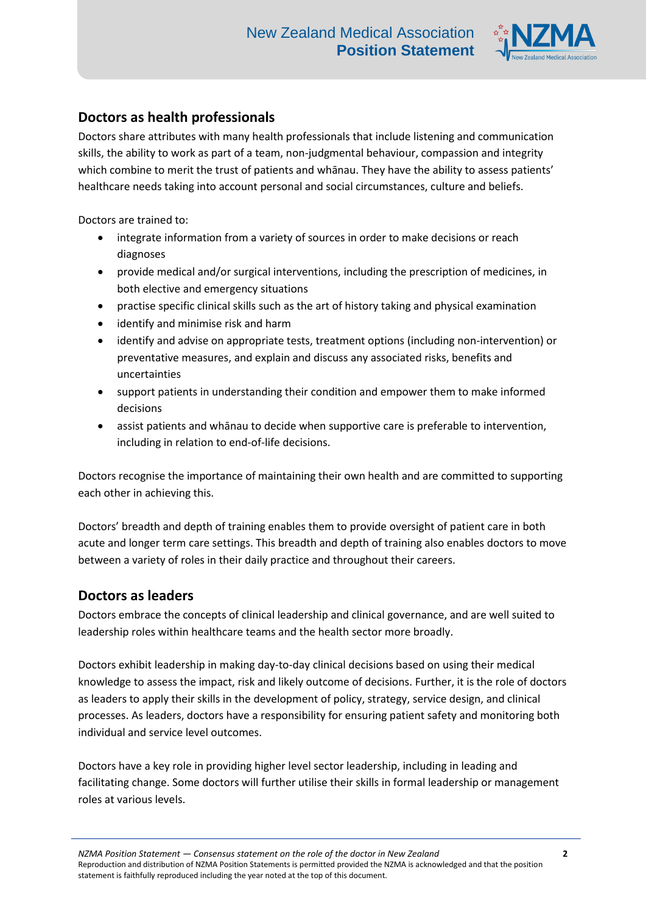## Doctors as health professionals

Doctors share attributes with many health professionals that include listening and communication skills, the ability to work as part of a team, non-judgmental behaviour, compassion and integrity which combine to merit the trust of patients and whānau. They have the ability to assess patients' healthcare needs taking into account personal and social circumstances, culture and beliefs.

Doctors are trained to:

- integrate information from a variety of sources in order to make decisions or reach diagnoses
- provide medical and/or surgical interventions, including the prescription of medicines, in both elective and emergency situations
- practise specific clinical skills such as the art of history taking and physical examination
- identify and minimise risk and harm
- identify and advise on appropriate tests, treatment options (including non-intervention) or preventative measures, and explain and discuss any associated risks, benefits and uncertainties
- support patients in understanding their condition and empower them to make informed decisions
- assist patients and whānau to decide when supportive care is preferable to intervention, including in relation to end-of-life decisions.

Doctors recognise the importance of maintaining their own health and are committed to supporting each other in achieving this.

Doctors' breadth and depth of training enables them to provide oversight of patient care in both acute and longer term care settings. This breadth and depth of training also enables doctors to move between a variety of roles in their daily practice and throughout their careers.

## Doctors as leaders

Doctors embrace the concepts of clinical leadership and clinical governance, and are well suited to leadership roles within healthcare teams and the health sector more broadly.

Doctors exhibit leadership in making day-to-day clinical decisions based on using their medical knowledge to assess the impact, risk and likely outcome of decisions. Further, it is the role of doctors as leaders to apply their skills in the development of policy, strategy, service design, and clinical processes. As leaders, doctors have a responsibility for ensuring patient safety and monitoring both individual and service level outcomes.

Doctors have a key role in providing higher level sector leadership, including in leading and facilitating change. Some doctors will further utilise their skills in formal leadership or management roles at various levels.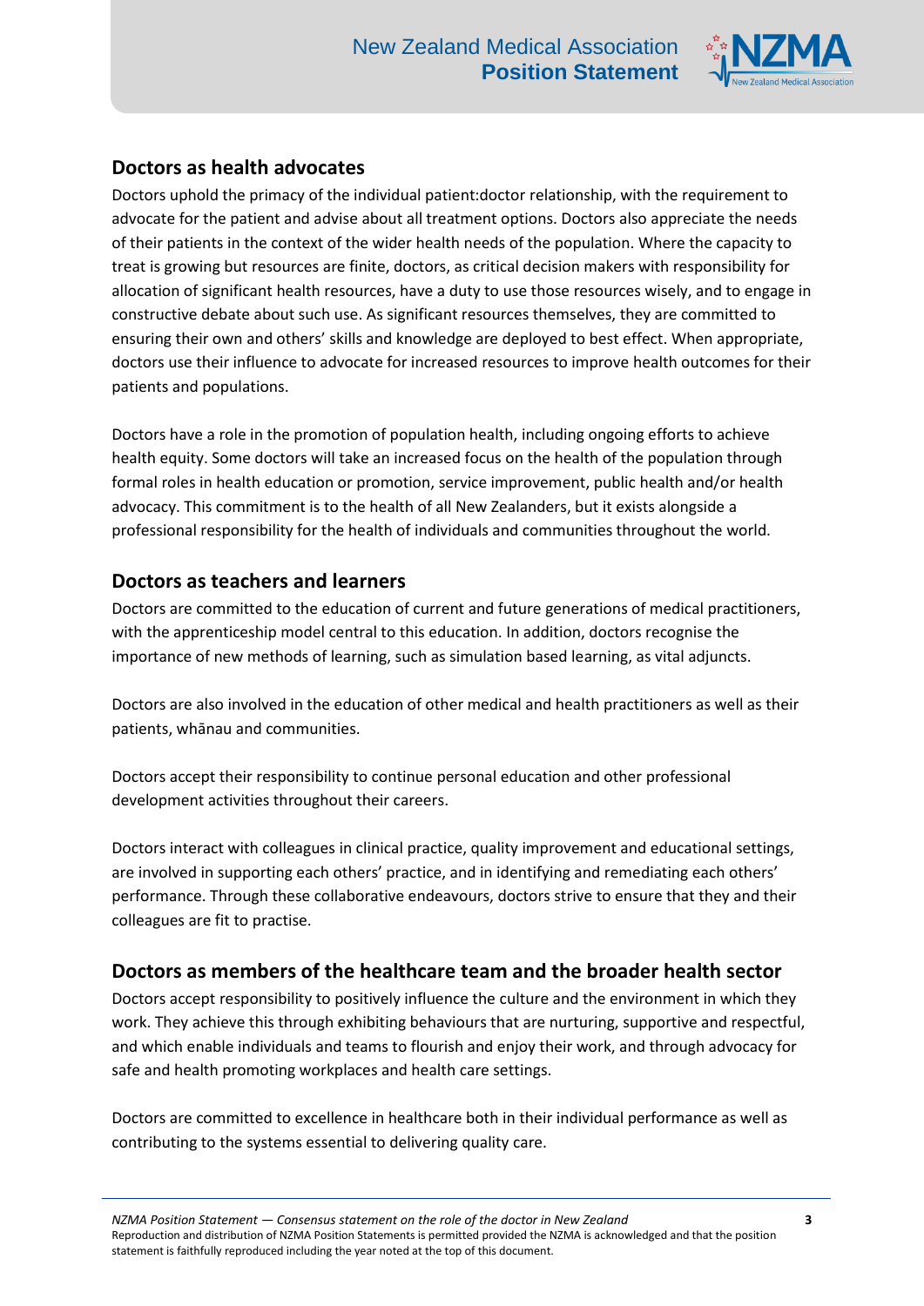## Doctors as health advocates

Doctors uphold the primacy of the individual patient:doctor relationship, with the requirement to advocate for the patient and advise about all treatment options. Doctors also appreciate the needs of their patients in the context of the wider health needs of the population. Where the capacity to treat is growing but resources are finite, doctors, as critical decision makers with responsibility for allocation of significant health resources, have a duty to use those resources wisely, and to engage in constructive debate about such use. As significant resources themselves, they are committed to ensuring their own and others' skills and knowledge are deployed to best effect. When appropriate, doctors use their influence to advocate for increased resources to improve health outcomes for their patients and populations.

Doctors have a role in the promotion of population health, including ongoing efforts to achieve health equity. Some doctors will take an increased focus on the health of the population through formal roles in health education or promotion, service improvement, public health and/or health advocacy. This commitment is to the health of all New Zealanders, but it exists alongside a professional responsibility for the health of individuals and communities throughout the world.

## Doctors as teachers and learners

Doctors are committed to the education of current and future generations of medical practitioners, with the apprenticeship model central to this education. In addition, doctors recognise the importance of new methods of learning, such as simulation based learning, as vital adjuncts.

Doctors are also involved in the education of other medical and health practitioners as well as their patients, whānau and communities.

Doctors accept their responsibility to continue personal education and other professional development activities throughout their careers.

Doctors interact with colleagues in clinical practice, quality improvement and educational settings, are involved in supporting each others' practice, and in identifying and remediating each others' performance. Through these collaborative endeavours, doctors strive to ensure that they and their colleagues are fit to practise.

## Doctors as members of the healthcare team and the broader health sector

Doctors accept responsibility to positively influence the culture and the environment in which they work. They achieve this through exhibiting behaviours that are nurturing, supportive and respectful, and which enable individuals and teams to flourish and enjoy their work, and through advocacy for safe and health promoting workplaces and health care settings.

Doctors are committed to excellence in healthcare both in their individual performance as well as contributing to the systems essential to delivering quality care.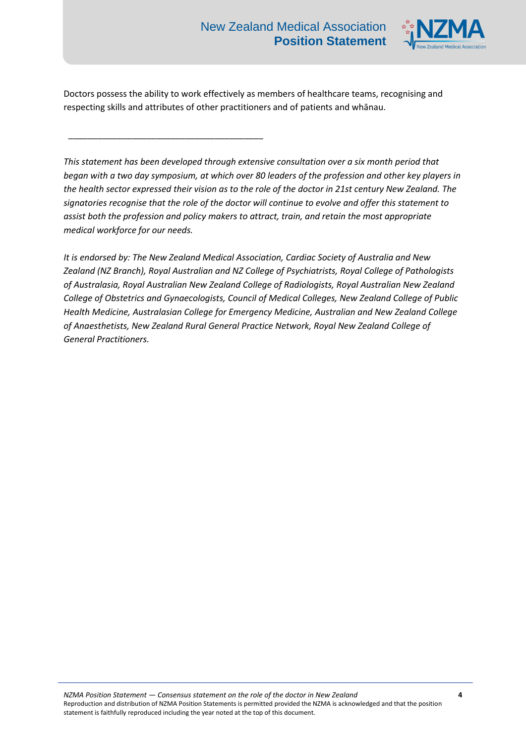Doctors possess the ability to work effectively as members of healthcare teams, recognising and respecting skills and attributes of other practitioners and of patients and whānau.

---

*This statement has been developed through extensive consultation over a six month period that began with a two day symposium, at which over 80 leaders of the profession and other key players in the health sector expressed their vision as to the role of the doctor in 21st century New Zealand. The signatories recognise that the role of the doctor will continue to evolve and offer this statement to assist both the profession and policy makers to attract, train, and retain the most appropriate medical workforce for our needs.*

*It is endorsed by: The New Zealand Medical Association, Cardiac Society of Australia and New Zealand (NZ Branch), Royal Australian and NZ College of Psychiatrists, Royal College of Pathologists of Australasia, Royal Australian New Zealand College of Radiologists, Royal Australian New Zealand College of Obstetrics and Gynaecologists, Council of Medical Colleges, New Zealand College of Public Health Medicine, Australasian College for Emergency Medicine, Australian and New Zealand College of Anaesthetists, New Zealand Rural General Practice Network, Royal New Zealand College of General Practitioners.*